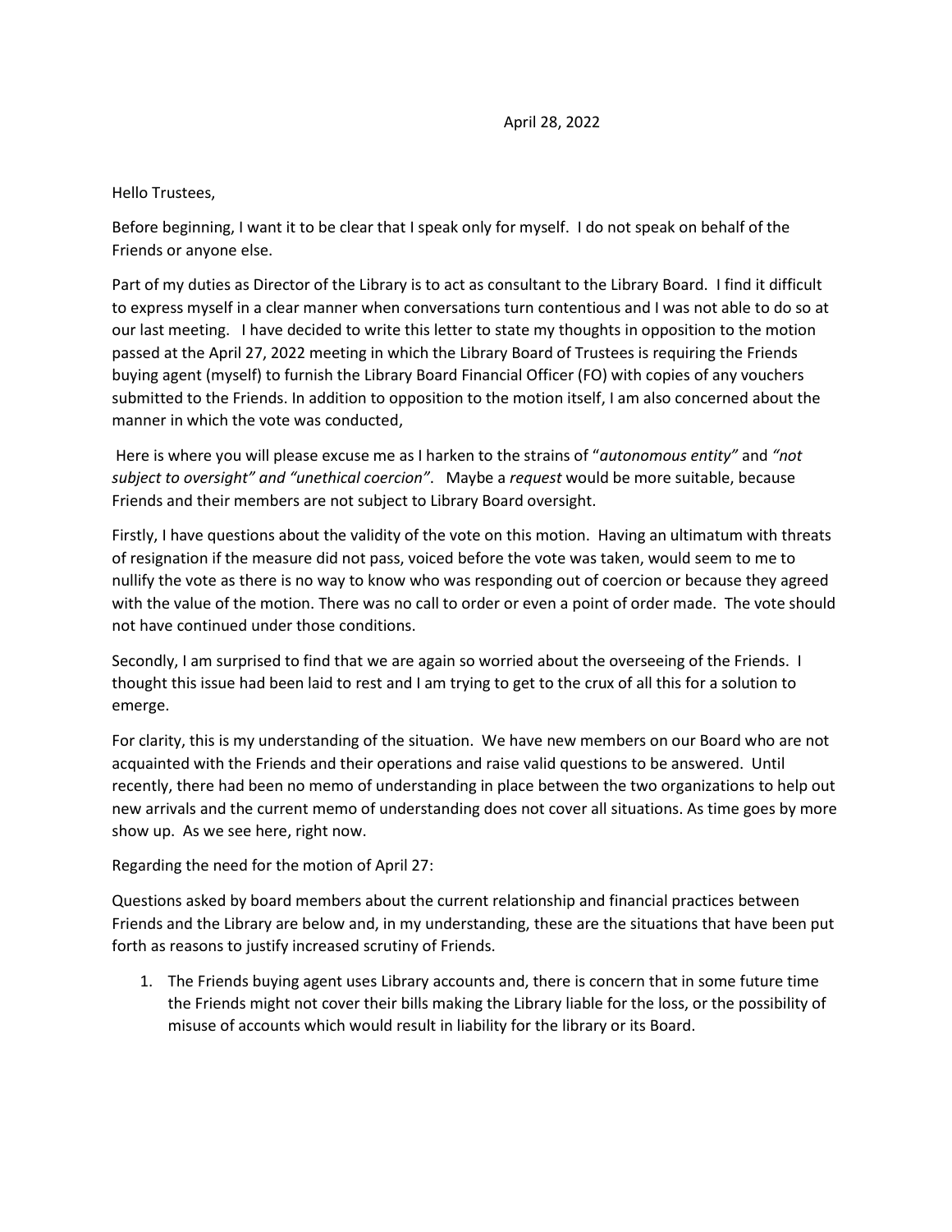April 28, 2022

Hello Trustees,

Before beginning, I want it to be clear that I speak only for myself. I do not speak on behalf of the Friends or anyone else.

Part of my duties as Director of the Library is to act as consultant to the Library Board. I find it difficult to express myself in a clear manner when conversations turn contentious and I was not able to do so at our last meeting. I have decided to write this letter to state my thoughts in opposition to the motion passed at the April 27, 2022 meeting in which the Library Board of Trustees is requiring the Friends buying agent (myself) to furnish the Library Board Financial Officer (FO) with copies of any vouchers submitted to the Friends. In addition to opposition to the motion itself, I am also concerned about the manner in which the vote was conducted,

Here is where you will please excuse me as I harken to the strains of "*autonomous entity*" and *"not subject to oversight" and "unethical coercion"*. Maybe a *request* would be more suitable, because Friends and their members are not subject to Library Board oversight.

Firstly, I have questions about the validity of the vote on this motion. Having an ultimatum with threats of resignation if the measure did not pass, voiced before the vote was taken, would seem to me to nullify the vote as there is no way to know who was responding out of coercion or because they agreed with the value of the motion. There was no call to order or even a point of order made. The vote should not have continued under those conditions.

Secondly, I am surprised to find that we are again so worried about the overseeing of the Friends. I thought this issue had been laid to rest and I am trying to get to the crux of all this for a solution to emerge.

For clarity, this is my understanding of the situation. We have new members on our Board who are not acquainted with the Friends and their operations and raise valid questions to be answered. Until recently, there had been no memo of understanding in place between the two organizations to help out new arrivals and the current memo of understanding does not cover all situations. As time goes by more show up. As we see here, right now.

Regarding the need for the motion of April 27:

Questions asked by board members about the current relationship and financial practices between Friends and the Library are below and, in my understanding, these are the situations that have been put forth as reasons to justify increased scrutiny of Friends.

1. The Friends buying agent uses Library accounts and, there is concern that in some future time the Friends might not cover their bills making the Library liable for the loss, or the possibility of misuse of accounts which would result in liability for the library or its Board.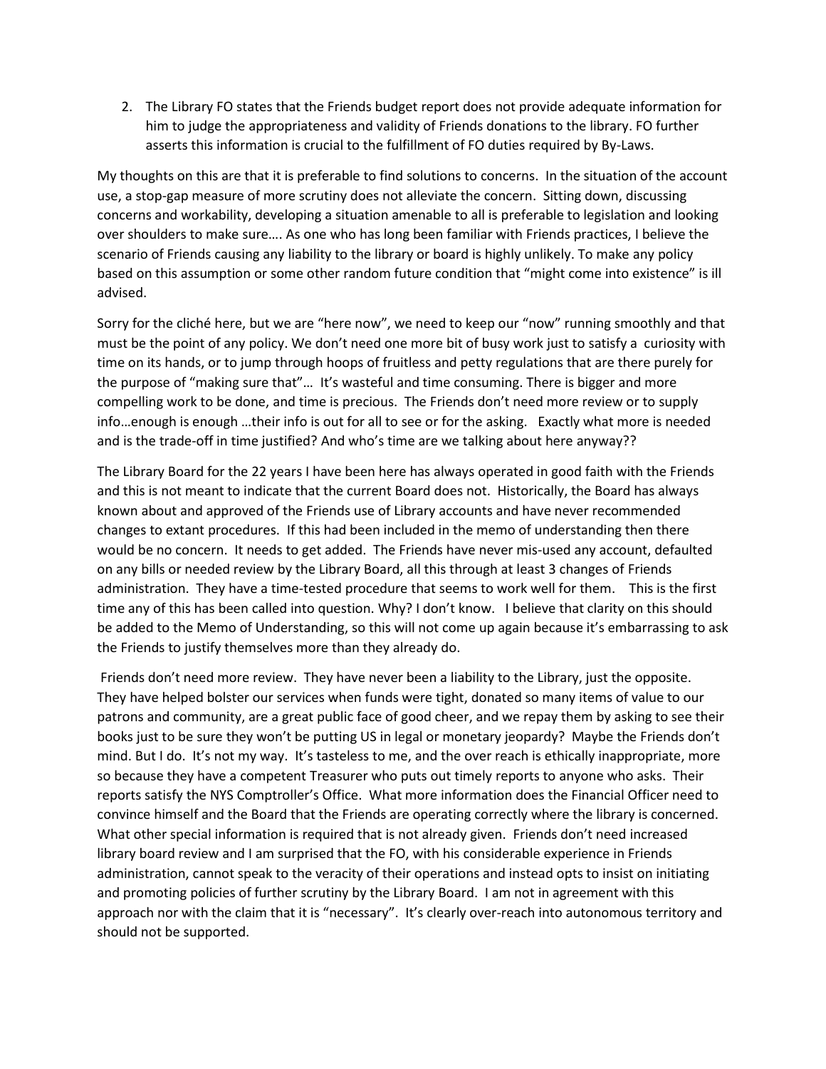2. The Library FO states that the Friends budget report does not provide adequate information for him to judge the appropriateness and validity of Friends donations to the library. FO further asserts this information is crucial to the fulfillment of FO duties required by By-Laws.

My thoughts on this are that it is preferable to find solutions to concerns. In the situation of the account use, a stop-gap measure of more scrutiny does not alleviate the concern. Sitting down, discussing concerns and workability, developing a situation amenable to all is preferable to legislation and looking over shoulders to make sure…. As one who has long been familiar with Friends practices, I believe the scenario of Friends causing any liability to the library or board is highly unlikely. To make any policy based on this assumption or some other random future condition that "might come into existence" is ill advised.

Sorry for the cliché here, but we are "here now", we need to keep our "now" running smoothly and that must be the point of any policy. We don't need one more bit of busy work just to satisfy a curiosity with time on its hands, or to jump through hoops of fruitless and petty regulations that are there purely for the purpose of "making sure that"… It's wasteful and time consuming. There is bigger and more compelling work to be done, and time is precious. The Friends don't need more review or to supply info…enough is enough …their info is out for all to see or for the asking. Exactly what more is needed and is the trade-off in time justified? And who's time are we talking about here anyway??

The Library Board for the 22 years I have been here has always operated in good faith with the Friends and this is not meant to indicate that the current Board does not. Historically, the Board has always known about and approved of the Friends use of Library accounts and have never recommended changes to extant procedures. If this had been included in the memo of understanding then there would be no concern. It needs to get added. The Friends have never mis-used any account, defaulted on any bills or needed review by the Library Board, all this through at least 3 changes of Friends administration. They have a time-tested procedure that seems to work well for them. This is the first time any of this has been called into question. Why? I don't know. I believe that clarity on this should be added to the Memo of Understanding, so this will not come up again because it's embarrassing to ask the Friends to justify themselves more than they already do.

Friends don't need more review. They have never been a liability to the Library, just the opposite. They have helped bolster our services when funds were tight, donated so many items of value to our patrons and community, are a great public face of good cheer, and we repay them by asking to see their books just to be sure they won't be putting US in legal or monetary jeopardy? Maybe the Friends don't mind. But I do. It's not my way. It's tasteless to me, and the over reach is ethically inappropriate, more so because they have a competent Treasurer who puts out timely reports to anyone who asks. Their reports satisfy the NYS Comptroller's Office. What more information does the Financial Officer need to convince himself and the Board that the Friends are operating correctly where the library is concerned. What other special information is required that is not already given. Friends don't need increased library board review and I am surprised that the FO, with his considerable experience in Friends administration, cannot speak to the veracity of their operations and instead opts to insist on initiating and promoting policies of further scrutiny by the Library Board. I am not in agreement with this approach nor with the claim that it is "necessary". It's clearly over-reach into autonomous territory and should not be supported.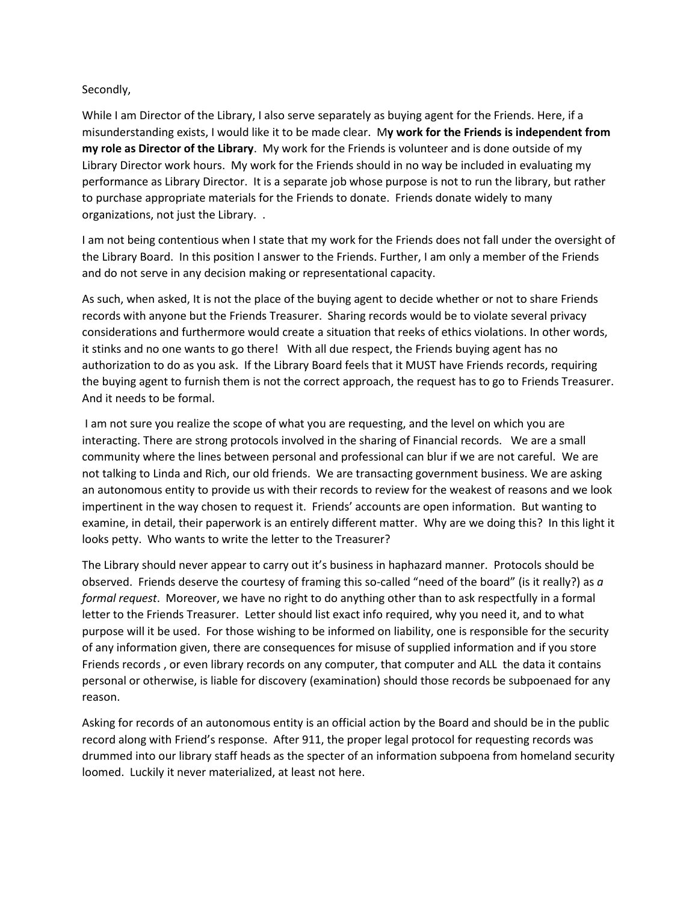Secondly,

While I am Director of the Library, I also serve separately as buying agent for the Friends. Here, if a misunderstanding exists, I would like it to be made clear. M**y work for the Friends is independent from my role as Director of the Library**. My work for the Friends is volunteer and is done outside of my Library Director work hours. My work for the Friends should in no way be included in evaluating my performance as Library Director. It is a separate job whose purpose is not to run the library, but rather to purchase appropriate materials for the Friends to donate. Friends donate widely to many organizations, not just the Library. .

I am not being contentious when I state that my work for the Friends does not fall under the oversight of the Library Board. In this position I answer to the Friends. Further, I am only a member of the Friends and do not serve in any decision making or representational capacity.

As such, when asked, It is not the place of the buying agent to decide whether or not to share Friends records with anyone but the Friends Treasurer. Sharing records would be to violate several privacy considerations and furthermore would create a situation that reeks of ethics violations. In other words, it stinks and no one wants to go there! With all due respect, the Friends buying agent has no authorization to do as you ask. If the Library Board feels that it MUST have Friends records, requiring the buying agent to furnish them is not the correct approach, the request has to go to Friends Treasurer. And it needs to be formal.

I am not sure you realize the scope of what you are requesting, and the level on which you are interacting. There are strong protocols involved in the sharing of Financial records. We are a small community where the lines between personal and professional can blur if we are not careful. We are not talking to Linda and Rich, our old friends. We are transacting government business. We are asking an autonomous entity to provide us with their records to review for the weakest of reasons and we look impertinent in the way chosen to request it. Friends' accounts are open information. But wanting to examine, in detail, their paperwork is an entirely different matter. Why are we doing this? In this light it looks petty. Who wants to write the letter to the Treasurer?

The Library should never appear to carry out it's business in haphazard manner. Protocols should be observed. Friends deserve the courtesy of framing this so-called "need of the board" (is it really?) as *a formal request*. Moreover, we have no right to do anything other than to ask respectfully in a formal letter to the Friends Treasurer. Letter should list exact info required, why you need it, and to what purpose will it be used. For those wishing to be informed on liability, one is responsible for the security of any information given, there are consequences for misuse of supplied information and if you store Friends records , or even library records on any computer, that computer and ALL the data it contains personal or otherwise, is liable for discovery (examination) should those records be subpoenaed for any reason.

Asking for records of an autonomous entity is an official action by the Board and should be in the public record along with Friend's response. After 911, the proper legal protocol for requesting records was drummed into our library staff heads as the specter of an information subpoena from homeland security loomed. Luckily it never materialized, at least not here.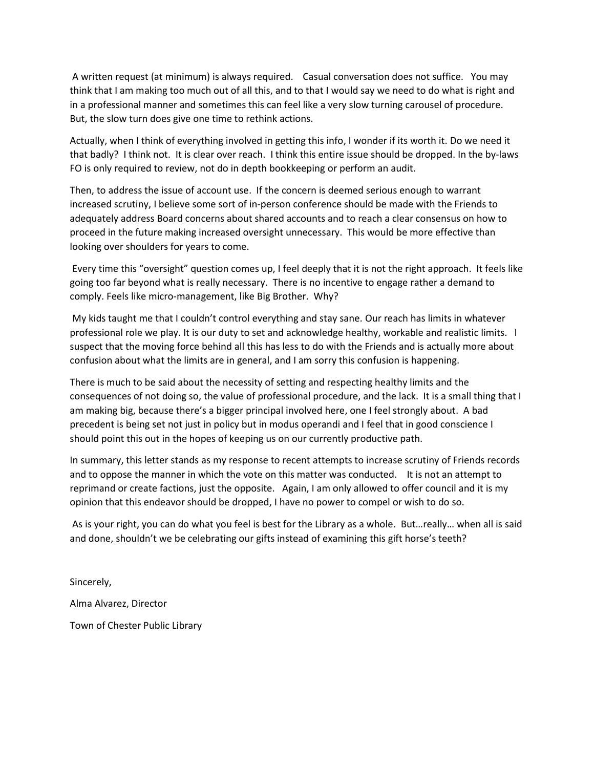A written request (at minimum) is always required. Casual conversation does not suffice. You may think that I am making too much out of all this, and to that I would say we need to do what is right and in a professional manner and sometimes this can feel like a very slow turning carousel of procedure. But, the slow turn does give one time to rethink actions.

Actually, when I think of everything involved in getting this info, I wonder if its worth it. Do we need it that badly? I think not. It is clear over reach. I think this entire issue should be dropped. In the by-laws FO is only required to review, not do in depth bookkeeping or perform an audit.

Then, to address the issue of account use. If the concern is deemed serious enough to warrant increased scrutiny, I believe some sort of in-person conference should be made with the Friends to adequately address Board concerns about shared accounts and to reach a clear consensus on how to proceed in the future making increased oversight unnecessary. This would be more effective than looking over shoulders for years to come.

Every time this "oversight" question comes up, I feel deeply that it is not the right approach. It feels like going too far beyond what is really necessary. There is no incentive to engage rather a demand to comply. Feels like micro-management, like Big Brother. Why?

My kids taught me that I couldn't control everything and stay sane. Our reach has limits in whatever professional role we play. It is our duty to set and acknowledge healthy, workable and realistic limits. I suspect that the moving force behind all this has less to do with the Friends and is actually more about confusion about what the limits are in general, and I am sorry this confusion is happening.

There is much to be said about the necessity of setting and respecting healthy limits and the consequences of not doing so, the value of professional procedure, and the lack. It is a small thing that I am making big, because there's a bigger principal involved here, one I feel strongly about. A bad precedent is being set not just in policy but in modus operandi and I feel that in good conscience I should point this out in the hopes of keeping us on our currently productive path.

In summary, this letter stands as my response to recent attempts to increase scrutiny of Friends records and to oppose the manner in which the vote on this matter was conducted. It is not an attempt to reprimand or create factions, just the opposite. Again, I am only allowed to offer council and it is my opinion that this endeavor should be dropped, I have no power to compel or wish to do so.

As is your right, you can do what you feel is best for the Library as a whole. But…really… when all is said and done, shouldn't we be celebrating our gifts instead of examining this gift horse's teeth?

Sincerely,

Alma Alvarez, Director

Town of Chester Public Library